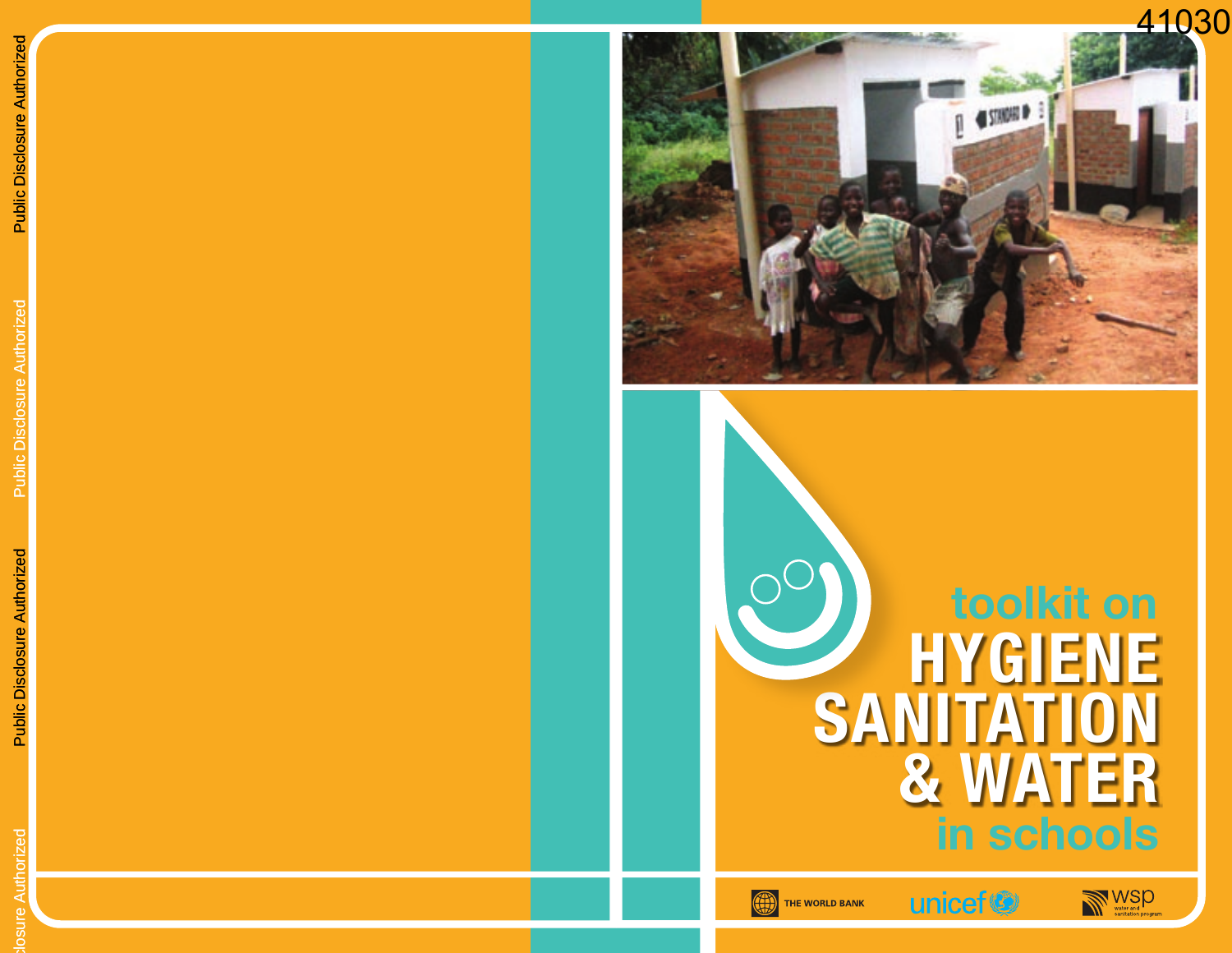41030

Public Disclosure Authorized

Public Disclosure Authorized

Public Disclosure Authorized

Public Disclosure Authorized

# toolkit on HYGIENE SANITATION & WATER in schools

THE WORLD BANK

unicef

wsp water and sanitation program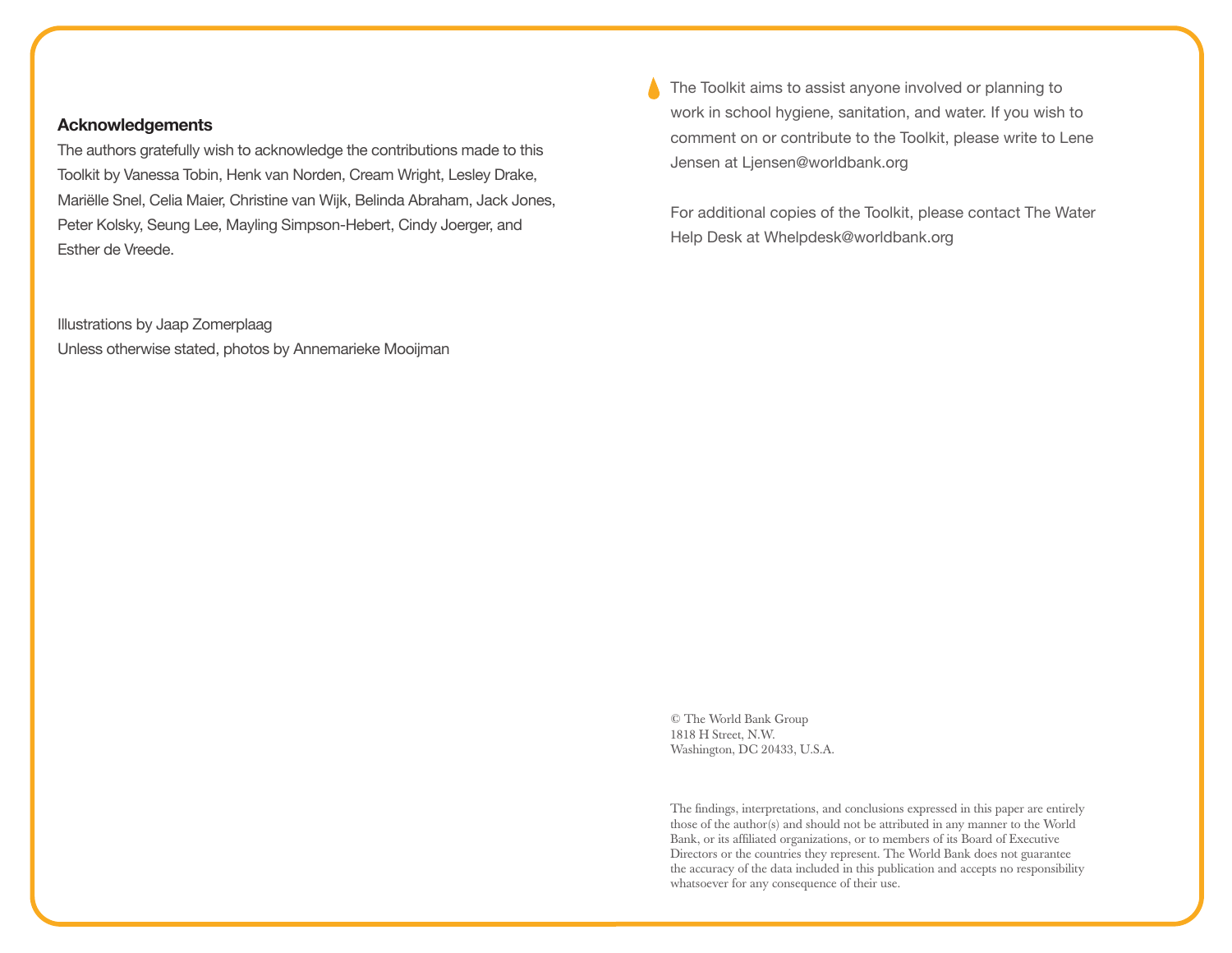## Acknowledgements

The authors gratefully wish to acknowledge the contributions made to this Toolkit by Vanessa Tobin, Henk van Norden, Cream Wright, Lesley Drake, Mariëlle Snel, Celia Maier, Christine van Wijk, Belinda Abraham, Jack Jones, Peter Kolsky, Seung Lee, Mayling Simpson-Hebert, Cindy Joerger, and Esther de Vreede.

Illustrations by Jaap Zomerplaag
Unless otherwise stated, photos by Annemarieke Mooijman

The Toolkit aims to assist anyone involved or planning to work in school hygiene, sanitation, and water. If you wish to comment on or contribute to the Toolkit, please write to Lene Jensen at Ljensen@worldbank.org

For additional copies of the Toolkit, please contact The Water Help Desk at Whelpdesk@worldbank.org

© The World Bank Group
1818 H Street, N.W.
Washington, DC 20433, U.S.A.

The findings, interpretations, and conclusions expressed in this paper are entirely those of the author(s) and should not be attributed in any manner to the World Bank, or its affiliated organizations, or to members of its Board of Executive Directors or the countries they represent. The World Bank does not guarantee the accuracy of the data included in this publication and accepts no responsibility whatsoever for any consequence of their use.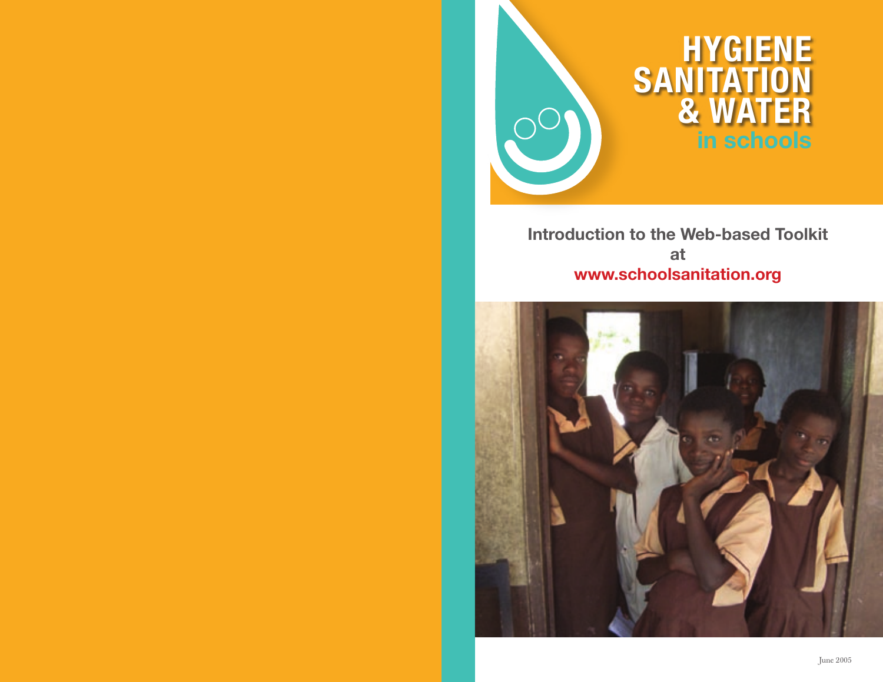# HYGIENE SANITATION & WATER in schools

**Introduction to the Web-based Toolkit at www.schoolsanitation.org**

June 2005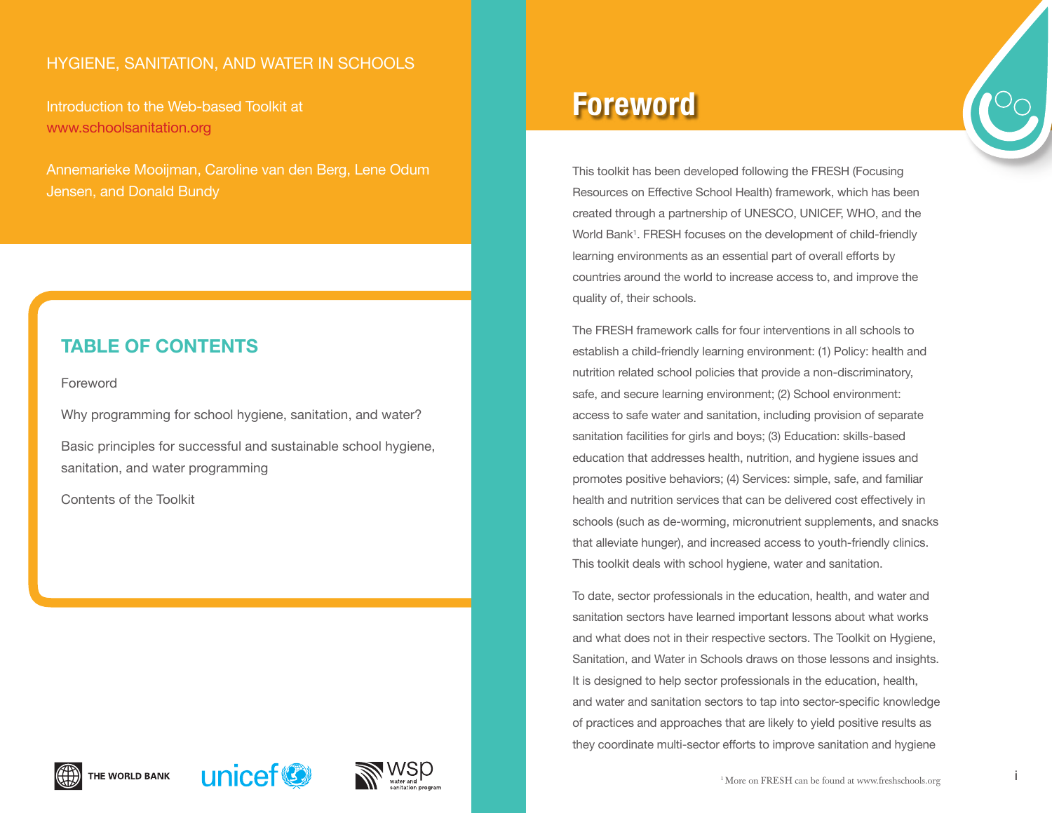HYGIENE, SANITATION, AND WATER IN SCHOOLS

Introduction to the Web-based Toolkit at
www.schoolsanitation.org

Annemarieke Mooijman, Caroline van den Berg, Lene Odum Jensen, and Donald Bundy

## TABLE OF CONTENTS

Foreword

Why programming for school hygiene, sanitation, and water?

Basic principles for successful and sustainable school hygiene, sanitation, and water programming

Contents of the Toolkit

THE WORLD BANK unicef wsp water and sanitation program

# Foreword

This toolkit has been developed following the FRESH (Focusing Resources on Effective School Health) framework, which has been created through a partnership of UNESCO, UNICEF, WHO, and the World Bank[1]. FRESH focuses on the development of child-friendly learning environments as an essential part of overall efforts by countries around the world to increase access to, and improve the quality of, their schools.

The FRESH framework calls for four interventions in all schools to establish a child-friendly learning environment: (1) Policy: health and nutrition related school policies that provide a non-discriminatory, safe, and secure learning environment; (2) School environment: access to safe water and sanitation, including provision of separate sanitation facilities for girls and boys; (3) Education: skills-based education that addresses health, nutrition, and hygiene issues and promotes positive behaviors; (4) Services: simple, safe, and familiar health and nutrition services that can be delivered cost effectively in schools (such as de-worming, micronutrient supplements, and snacks that alleviate hunger), and increased access to youth-friendly clinics. This toolkit deals with school hygiene, water and sanitation.

To date, sector professionals in the education, health, and water and sanitation sectors have learned important lessons about what works and what does not in their respective sectors. The Toolkit on Hygiene, Sanitation, and Water in Schools draws on those lessons and insights. It is designed to help sector professionals in the education, health, and water and sanitation sectors to tap into sector-specific knowledge of practices and approaches that are likely to yield positive results as they coordinate multi-sector efforts to improve sanitation and hygiene

[1] More on FRESH can be found at www.freshschools.org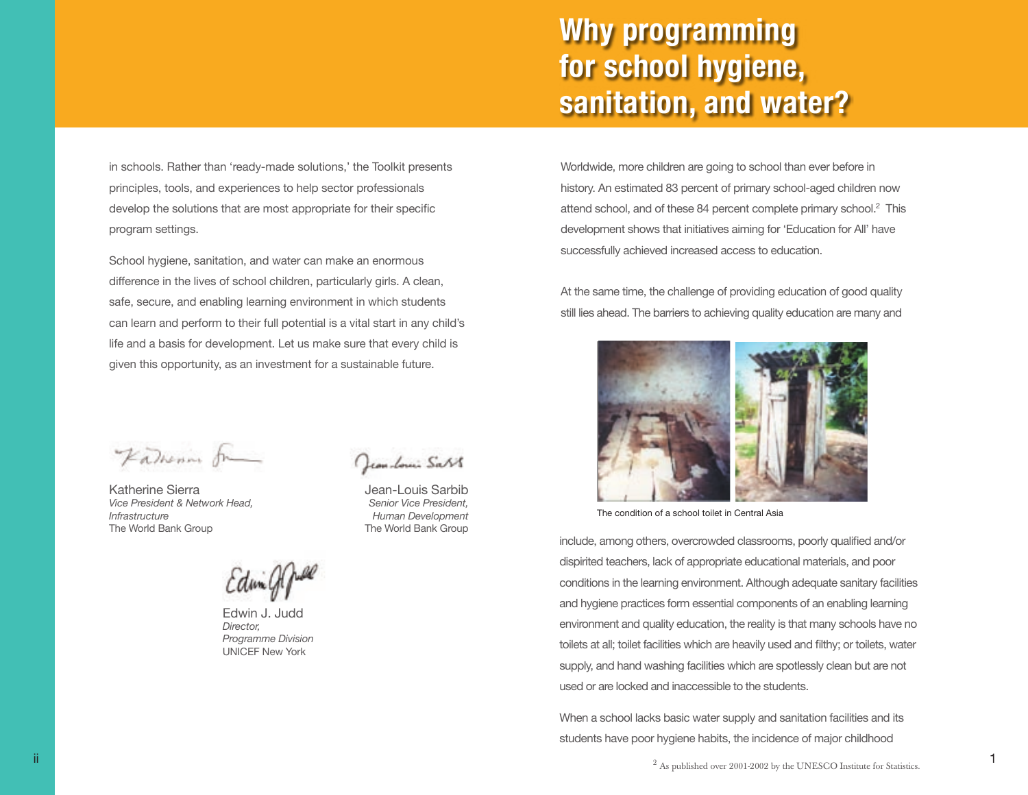in schools. Rather than 'ready-made solutions,' the Toolkit presents principles, tools, and experiences to help sector professionals develop the solutions that are most appropriate for their specific program settings.

School hygiene, sanitation, and water can make an enormous difference in the lives of school children, particularly girls. A clean, safe, secure, and enabling learning environment in which students can learn and perform to their full potential is a vital start in any child's life and a basis for development. Let us make sure that every child is given this opportunity, as an investment for a sustainable future.

Katherine Sierra
*Vice President & Network Head, Infrastructure*
The World Bank Group

Jean-Louis Sarbib
*Senior Vice President, Human Development*
The World Bank Group

Edwin J. Judd
*Director, Programme Division*
UNICEF New York

# Why programming for school hygiene, sanitation, and water?

Worldwide, more children are going to school than ever before in history. An estimated 83 percent of primary school-aged children now attend school, and of these 84 percent complete primary school.[2] This development shows that initiatives aiming for 'Education for All' have successfully achieved increased access to education.

At the same time, the challenge of providing education of good quality still lies ahead. The barriers to achieving quality education are many and include, among others, overcrowded classrooms, poorly qualified and/or dispirited teachers, lack of appropriate educational materials, and poor conditions in the learning environment. Although adequate sanitary facilities and hygiene practices form essential components of an enabling learning environment and quality education, the reality is that many schools have no toilets at all; toilet facilities which are heavily used and filthy; or toilets, water supply, and hand washing facilities which are spotlessly clean but are not used or are locked and inaccessible to the students.

The condition of a school toilet in Central Asia

When a school lacks basic water supply and sanitation facilities and its students have poor hygiene habits, the incidence of major childhood

[2] As published over 2001-2002 by the UNESCO Institute for Statistics.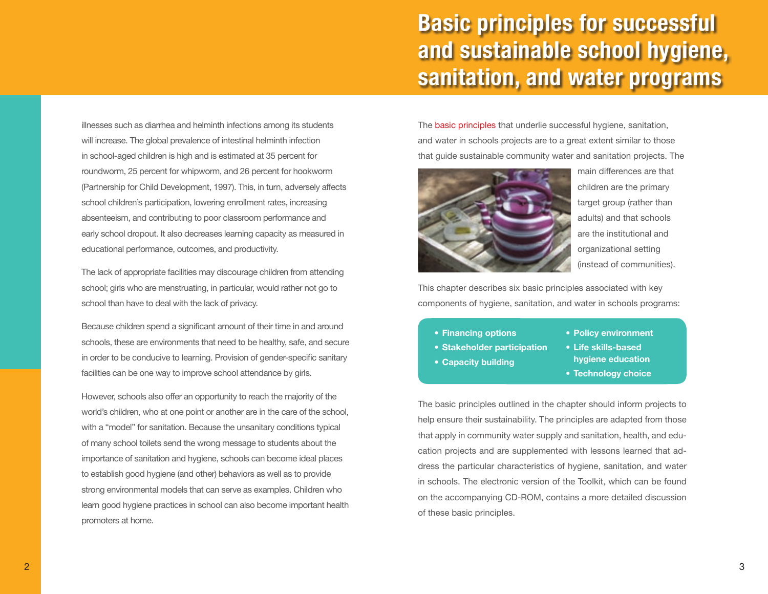# Basic principles for successful and sustainable school hygiene, sanitation, and water programs

illnesses such as diarrhea and helminth infections among its students will increase. The global prevalence of intestinal helminth infection in school-aged children is high and is estimated at 35 percent for roundworm, 25 percent for whipworm, and 26 percent for hookworm (Partnership for Child Development, 1997). This, in turn, adversely affects school children's participation, lowering enrollment rates, increasing absenteeism, and contributing to poor classroom performance and early school dropout. It also decreases learning capacity as measured in educational performance, outcomes, and productivity.

The lack of appropriate facilities may discourage children from attending school; girls who are menstruating, in particular, would rather not go to school than have to deal with the lack of privacy.

Because children spend a significant amount of their time in and around schools, these are environments that need to be healthy, safe, and secure in order to be conducive to learning. Provision of gender-specific sanitary facilities can be one way to improve school attendance by girls.

However, schools also offer an opportunity to reach the majority of the world's children, who at one point or another are in the care of the school, with a "model" for sanitation. Because the unsanitary conditions typical of many school toilets send the wrong message to students about the importance of sanitation and hygiene, schools can become ideal places to establish good hygiene (and other) behaviors as well as to provide strong environmental models that can serve as examples. Children who learn good hygiene practices in school can also become important health promoters at home.

The basic principles that underlie successful hygiene, sanitation, and water in schools projects are to a great extent similar to those that guide sustainable community water and sanitation projects. The main differences are that children are the primary target group (rather than adults) and that schools are the institutional and organizational setting (instead of communities).

This chapter describes six basic principles associated with key components of hygiene, sanitation, and water in schools programs:

- **Financing options**
- **Stakeholder participation**
- **Capacity building**
- **Policy environment**
- **Life skills-based hygiene education**
- **Technology choice**

The basic principles outlined in the chapter should inform projects to help ensure their sustainability. The principles are adapted from those that apply in community water supply and sanitation, health, and education projects and are supplemented with lessons learned that address the particular characteristics of hygiene, sanitation, and water in schools. The electronic version of the Toolkit, which can be found on the accompanying CD-ROM, contains a more detailed discussion of these basic principles.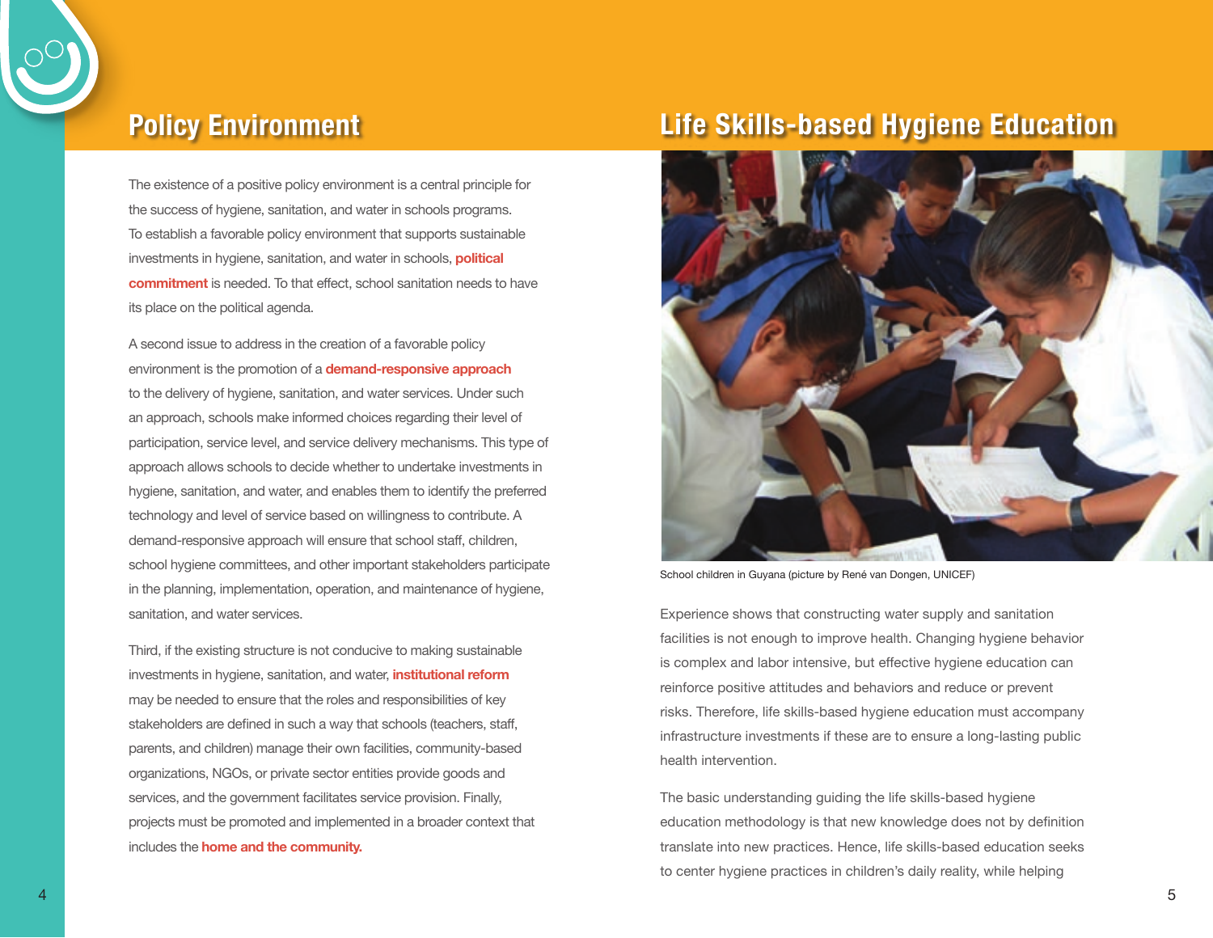# Policy Environment

The existence of a positive policy environment is a central principle for the success of hygiene, sanitation, and water in schools programs. To establish a favorable policy environment that supports sustainable investments in hygiene, sanitation, and water in schools, **political commitment** is needed. To that effect, school sanitation needs to have its place on the political agenda.

A second issue to address in the creation of a favorable policy environment is the promotion of a **demand-responsive approach** to the delivery of hygiene, sanitation, and water services. Under such an approach, schools make informed choices regarding their level of participation, service level, and service delivery mechanisms. This type of approach allows schools to decide whether to undertake investments in hygiene, sanitation, and water, and enables them to identify the preferred technology and level of service based on willingness to contribute. A demand-responsive approach will ensure that school staff, children, school hygiene committees, and other important stakeholders participate in the planning, implementation, operation, and maintenance of hygiene, sanitation, and water services.

Third, if the existing structure is not conducive to making sustainable investments in hygiene, sanitation, and water, **institutional reform** may be needed to ensure that the roles and responsibilities of key stakeholders are defined in such a way that schools (teachers, staff, parents, and children) manage their own facilities, community-based organizations, NGOs, or private sector entities provide goods and services, and the government facilitates service provision. Finally, projects must be promoted and implemented in a broader context that includes the **home and the community.**

# Life Skills-based Hygiene Education

School children in Guyana (picture by René van Dongen, UNICEF)

Experience shows that constructing water supply and sanitation facilities is not enough to improve health. Changing hygiene behavior is complex and labor intensive, but effective hygiene education can reinforce positive attitudes and behaviors and reduce or prevent risks. Therefore, life skills-based hygiene education must accompany infrastructure investments if these are to ensure a long-lasting public health intervention.

The basic understanding guiding the life skills-based hygiene education methodology is that new knowledge does not by definition translate into new practices. Hence, life skills-based education seeks to center hygiene practices in children's daily reality, while helping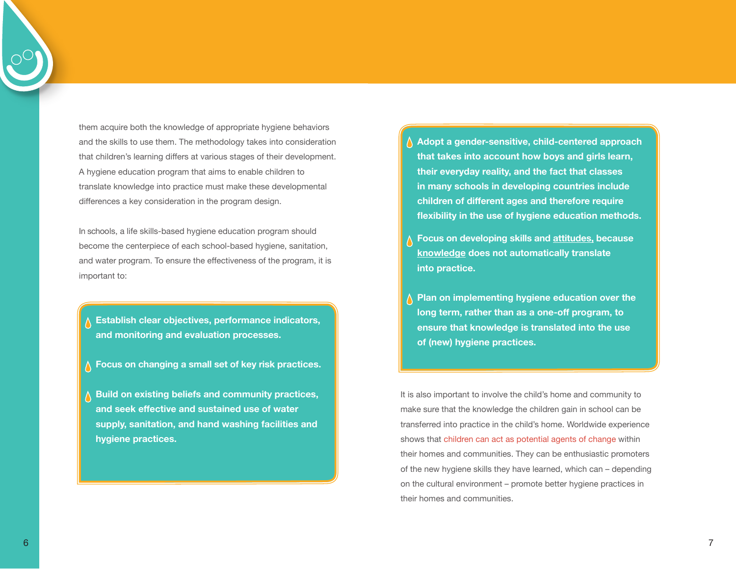them acquire both the knowledge of appropriate hygiene behaviors and the skills to use them. The methodology takes into consideration that children's learning differs at various stages of their development. A hygiene education program that aims to enable children to translate knowledge into practice must make these developmental differences a key consideration in the program design.

In schools, a life skills-based hygiene education program should become the centerpiece of each school-based hygiene, sanitation, and water program. To ensure the effectiveness of the program, it is important to:

- **Establish clear objectives, performance indicators, and monitoring and evaluation processes.**
- **Focus on changing a small set of key risk practices.**
- **Build on existing beliefs and community practices, and seek effective and sustained use of water supply, sanitation, and hand washing facilities and hygiene practices.**
- **Adopt a gender-sensitive, child-centered approach that takes into account how boys and girls learn, their everyday reality, and the fact that classes in many schools in developing countries include children of different ages and therefore require flexibility in the use of hygiene education methods.**
- **Focus on developing skills and attitudes, because knowledge does not automatically translate into practice.**
- **Plan on implementing hygiene education over the long term, rather than as a one-off program, to ensure that knowledge is translated into the use of (new) hygiene practices.**

It is also important to involve the child's home and community to make sure that the knowledge the children gain in school can be transferred into practice in the child's home. Worldwide experience shows that children can act as potential agents of change within their homes and communities. They can be enthusiastic promoters of the new hygiene skills they have learned, which can – depending on the cultural environment – promote better hygiene practices in their homes and communities.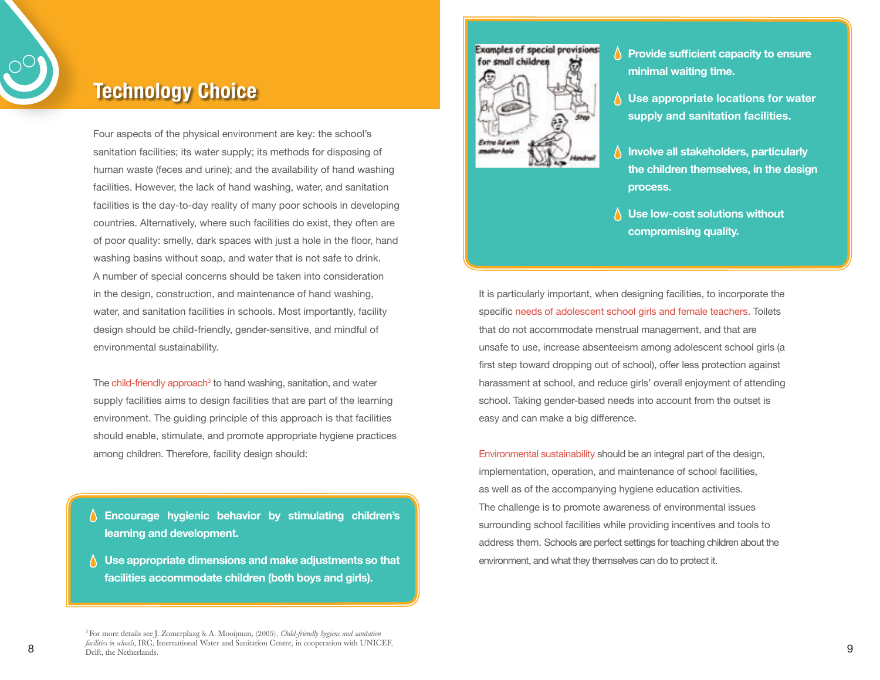# Technology Choice

Four aspects of the physical environment are key: the school's sanitation facilities; its water supply; its methods for disposing of human waste (feces and urine); and the availability of hand washing facilities. However, the lack of hand washing, water, and sanitation facilities is the day-to-day reality of many poor schools in developing countries. Alternatively, where such facilities do exist, they often are of poor quality: smelly, dark spaces with just a hole in the floor, hand washing basins without soap, and water that is not safe to drink. A number of special concerns should be taken into consideration in the design, construction, and maintenance of hand washing, water, and sanitation facilities in schools. Most importantly, facility design should be child-friendly, gender-sensitive, and mindful of environmental sustainability.

The child-friendly approach[3] to hand washing, sanitation, and water supply facilities aims to design facilities that are part of the learning environment. The guiding principle of this approach is that facilities should enable, stimulate, and promote appropriate hygiene practices among children. Therefore, facility design should:

- **Encourage hygienic behavior by stimulating children's learning and development.**
- **Use appropriate dimensions and make adjustments so that facilities accommodate children (both boys and girls).**
- **Provide sufficient capacity to ensure minimal waiting time.**
- **Use appropriate locations for water supply and sanitation facilities.**
- **Involve all stakeholders, particularly the children themselves, in the design process.**
- **Use low-cost solutions without compromising quality.**

Examples of special provisions for small children

It is particularly important, when designing facilities, to incorporate the specific needs of adolescent school girls and female teachers. Toilets that do not accommodate menstrual management, and that are unsafe to use, increase absenteeism among adolescent school girls (a first step toward dropping out of school), offer less protection against harassment at school, and reduce girls' overall enjoyment of attending school. Taking gender-based needs into account from the outset is easy and can make a big difference.

Environmental sustainability should be an integral part of the design, implementation, operation, and maintenance of school facilities, as well as of the accompanying hygiene education activities. The challenge is to promote awareness of environmental issues surrounding school facilities while providing incentives and tools to address them. Schools are perfect settings for teaching children about the environment, and what they themselves can do to protect it.

[3] For more details see J. Zomerplaag & A. Mooijman, (2005), *Child-friendly hygiene and sanitation facilities in schools,* IRC, International Water and Sanitation Centre, in cooperation with UNICEF, Delft, the Netherlands.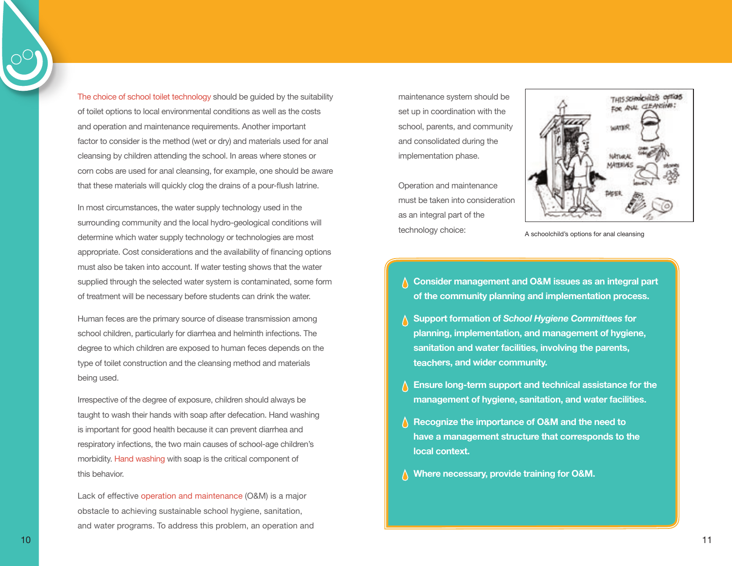The choice of school toilet technology should be guided by the suitability of toilet options to local environmental conditions as well as the costs and operation and maintenance requirements. Another important factor to consider is the method (wet or dry) and materials used for anal cleansing by children attending the school. In areas where stones or corn cobs are used for anal cleansing, for example, one should be aware that these materials will quickly clog the drains of a pour-flush latrine.

In most circumstances, the water supply technology used in the surrounding community and the local hydro-geological conditions will determine which water supply technology or technologies are most appropriate. Cost considerations and the availability of financing options must also be taken into account. If water testing shows that the water supplied through the selected water system is contaminated, some form of treatment will be necessary before students can drink the water.

Human feces are the primary source of disease transmission among school children, particularly for diarrhea and helminth infections. The degree to which children are exposed to human feces depends on the type of toilet construction and the cleansing method and materials being used.

Irrespective of the degree of exposure, children should always be taught to wash their hands with soap after defecation. Hand washing is important for good health because it can prevent diarrhea and respiratory infections, the two main causes of school-age children's morbidity. Hand washing with soap is the critical component of this behavior.

Lack of effective operation and maintenance (O&M) is a major obstacle to achieving sustainable school hygiene, sanitation, and water programs. To address this problem, an operation and maintenance system should be set up in coordination with the school, parents, and community and consolidated during the implementation phase.

Operation and maintenance must be taken into consideration as an integral part of the technology choice:

A schoolchild's options for anal cleansing

- **Consider management and O&M issues as an integral part of the community planning and implementation process.**
- **Support formation of *School Hygiene Committees* for planning, implementation, and management of hygiene, sanitation and water facilities, involving the parents, teachers, and wider community.**
- **Ensure long-term support and technical assistance for the management of hygiene, sanitation, and water facilities.**
- **Recognize the importance of O&M and the need to have a management structure that corresponds to the local context.**
- **Where necessary, provide training for O&M.**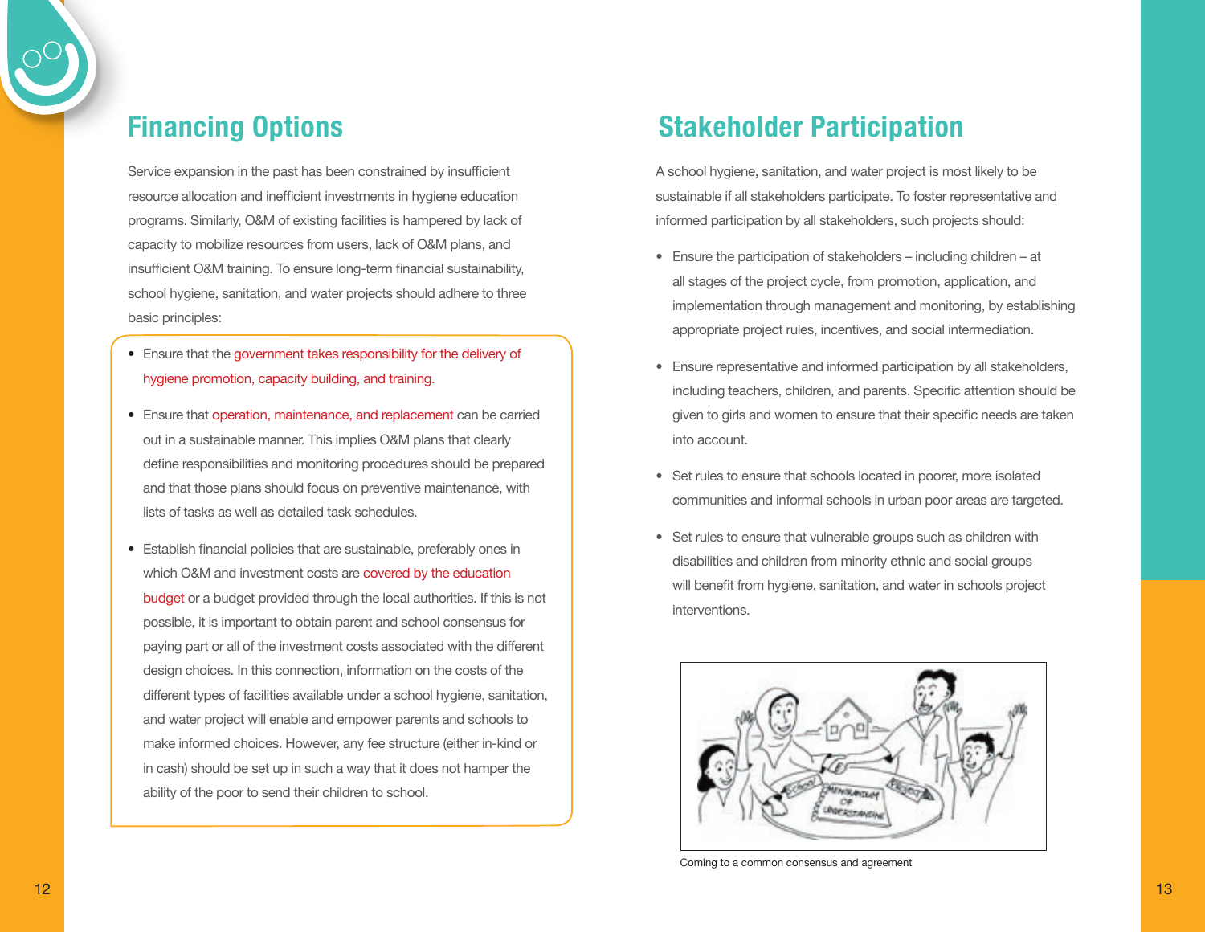## Financing Options

Service expansion in the past has been constrained by insufficient resource allocation and inefficient investments in hygiene education programs. Similarly, O&M of existing facilities is hampered by lack of capacity to mobilize resources from users, lack of O&M plans, and insufficient O&M training. To ensure long-term financial sustainability, school hygiene, sanitation, and water projects should adhere to three basic principles:

- Ensure that the government takes responsibility for the delivery of hygiene promotion, capacity building, and training.
- Ensure that operation, maintenance, and replacement can be carried out in a sustainable manner. This implies O&M plans that clearly define responsibilities and monitoring procedures should be prepared and that those plans should focus on preventive maintenance, with lists of tasks as well as detailed task schedules.
- Establish financial policies that are sustainable, preferably ones in which O&M and investment costs are covered by the education budget or a budget provided through the local authorities. If this is not possible, it is important to obtain parent and school consensus for paying part or all of the investment costs associated with the different design choices. In this connection, information on the costs of the different types of facilities available under a school hygiene, sanitation, and water project will enable and empower parents and schools to make informed choices. However, any fee structure (either in-kind or in cash) should be set up in such a way that it does not hamper the ability of the poor to send their children to school.

## Stakeholder Participation

A school hygiene, sanitation, and water project is most likely to be sustainable if all stakeholders participate. To foster representative and informed participation by all stakeholders, such projects should:

- Ensure the participation of stakeholders – including children – at all stages of the project cycle, from promotion, application, and implementation through management and monitoring, by establishing appropriate project rules, incentives, and social intermediation.
- Ensure representative and informed participation by all stakeholders, including teachers, children, and parents. Specific attention should be given to girls and women to ensure that their specific needs are taken into account.
- Set rules to ensure that schools located in poorer, more isolated communities and informal schools in urban poor areas are targeted.
- Set rules to ensure that vulnerable groups such as children with disabilities and children from minority ethnic and social groups will benefit from hygiene, sanitation, and water in schools project interventions.

Coming to a common consensus and agreement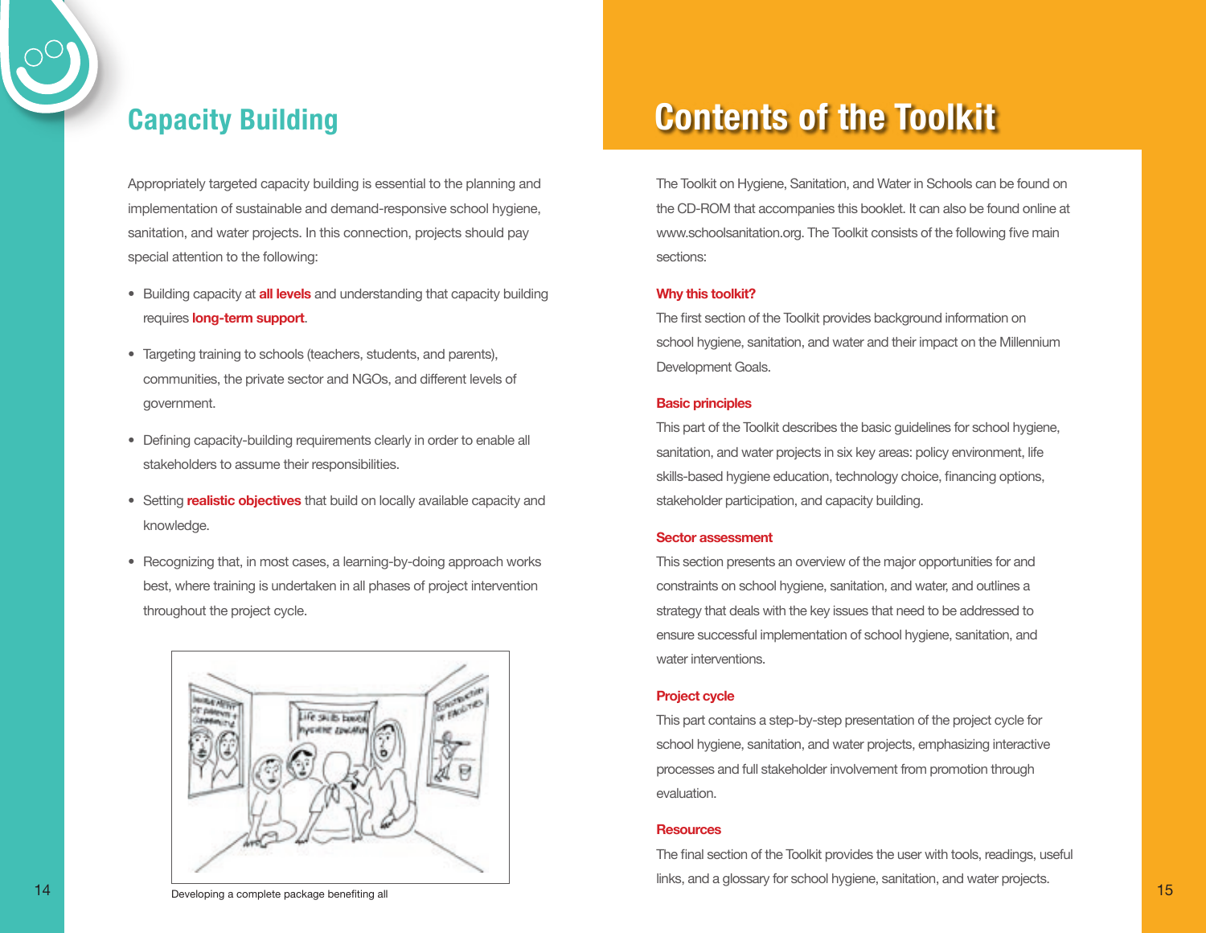## Capacity Building

Appropriately targeted capacity building is essential to the planning and implementation of sustainable and demand-responsive school hygiene, sanitation, and water projects. In this connection, projects should pay special attention to the following:

- Building capacity at **all levels** and understanding that capacity building requires **long-term support**.
- Targeting training to schools (teachers, students, and parents), communities, the private sector and NGOs, and different levels of government.
- Defining capacity-building requirements clearly in order to enable all stakeholders to assume their responsibilities.
- Setting **realistic objectives** that build on locally available capacity and knowledge.
- Recognizing that, in most cases, a learning-by-doing approach works best, where training is undertaken in all phases of project intervention throughout the project cycle.

Developing a complete package benefiting all

## Contents of the Toolkit

The Toolkit on Hygiene, Sanitation, and Water in Schools can be found on the CD-ROM that accompanies this booklet. It can also be found online at www.schoolsanitation.org. The Toolkit consists of the following five main sections:

**Why this toolkit?**
The first section of the Toolkit provides background information on school hygiene, sanitation, and water and their impact on the Millennium Development Goals.

**Basic principles**
This part of the Toolkit describes the basic guidelines for school hygiene, sanitation, and water projects in six key areas: policy environment, life skills-based hygiene education, technology choice, financing options, stakeholder participation, and capacity building.

**Sector assessment**
This section presents an overview of the major opportunities for and constraints on school hygiene, sanitation, and water, and outlines a strategy that deals with the key issues that need to be addressed to ensure successful implementation of school hygiene, sanitation, and water interventions.

**Project cycle**
This part contains a step-by-step presentation of the project cycle for school hygiene, sanitation, and water projects, emphasizing interactive processes and full stakeholder involvement from promotion through evaluation.

**Resources**
The final section of the Toolkit provides the user with tools, readings, useful links, and a glossary for school hygiene, sanitation, and water projects.